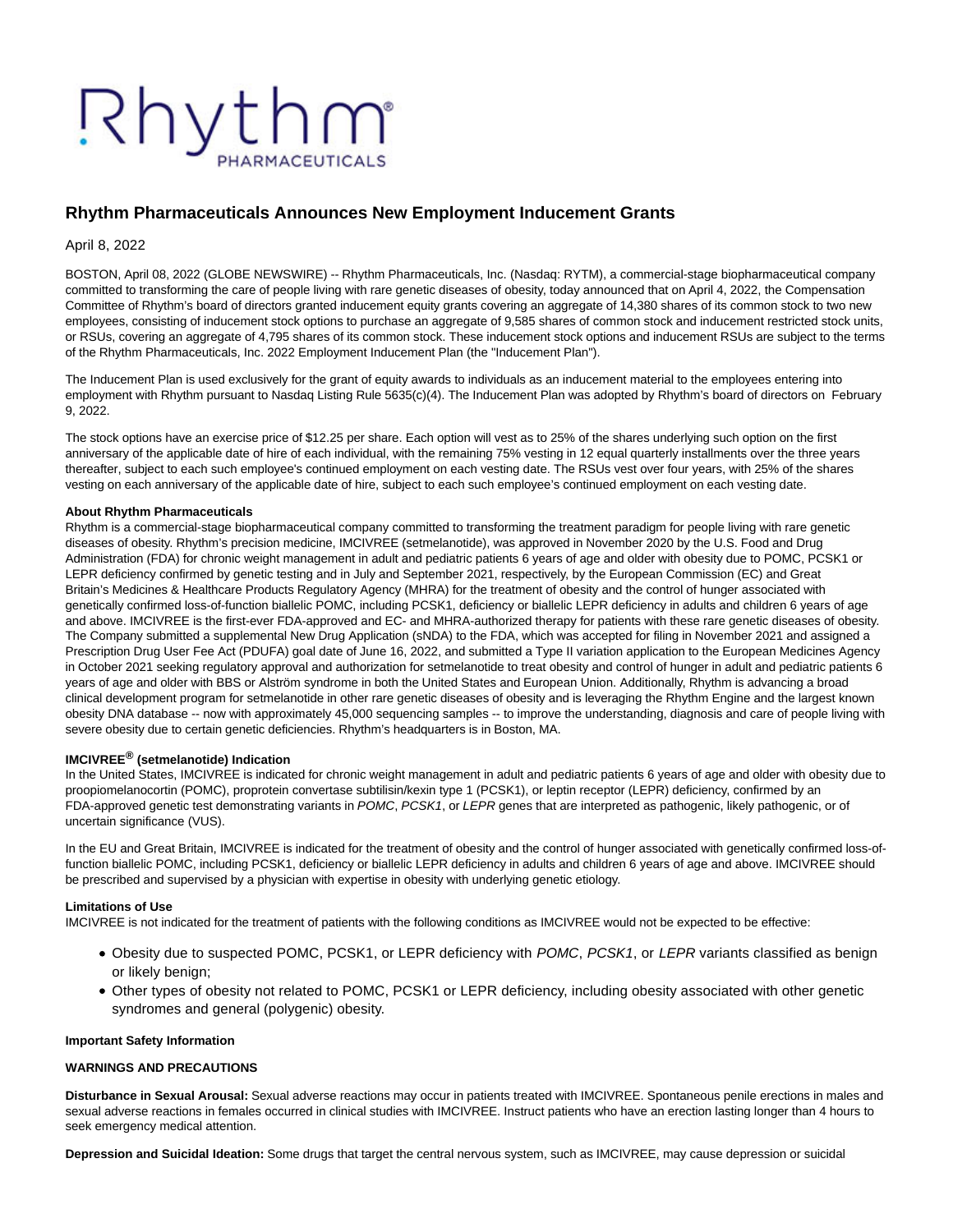# Rhythm Pharmaceuticals Announces New Employment Inducement Grants

April 8, 2022

BOSTON, April 08, 2022 (GLOBE NEWSWIRE) -- Rhythm Pharmaceuticals, Inc. (Nasdaq: RYTM), a commercial-stage biopharmaceutical company committed to transforming the care of people living with rare genetic diseases of obesity, today announced that on April 4, 2022, the Compensation Committee of Rhythm's board of directors granted inducement equity grants covering an aggregate of 14,380 shares of its common stock to two new employees, consisting of inducement stock options to purchase an aggregate of 9,585 shares of common stock and inducement restricted stock units, or RSUs, covering an aggregate of 4,795 shares of its common stock. These inducement stock options and inducement RSUs are subject to the terms of the Rhythm Pharmaceuticals, Inc. 2022 Employment Inducement Plan (the "Inducement Plan").

The Inducement Plan is used exclusively for the grant of equity awards to individuals as an inducement material to the employees entering into employment with Rhythm pursuant to Nasdaq Listing Rule 5635(c)(4). The Inducement Plan was adopted by Rhythm's board of directors on February 9, 2022.

The stock options have an exercise price of $12.25 per share. Each option will vest as to 25% of the shares underlying such option on the first anniversary of the applicable date of hire of each individual, with the remaining 75% vesting in 12 equal quarterly installments over the three years thereafter, subject to each such employee's continued employment on each vesting date. The RSUs vest over four years, with 25% of the shares vesting on each anniversary of the applicable date of hire, subject to each such employee's continued employment on each vesting date.

**About Rhythm Pharmaceuticals**

Rhythm is a commercial-stage biopharmaceutical company committed to transforming the treatment paradigm for people living with rare genetic diseases of obesity. Rhythm's precision medicine, IMCIVREE (setmelanotide), was approved in November 2020 by the U.S. Food and Drug Administration (FDA) for chronic weight management in adult and pediatric patients 6 years of age and older with obesity due to POMC, PCSK1 or LEPR deficiency confirmed by genetic testing and in July and September 2021, respectively, by the European Commission (EC) and Great Britain's Medicines & Healthcare Products Regulatory Agency (MHRA) for the treatment of obesity and the control of hunger associated with genetically confirmed loss-of-function biallelic POMC, including PCSK1, deficiency or biallelic LEPR deficiency in adults and children 6 years of age and above. IMCIVREE is the first-ever FDA-approved and EC- and MHRA-authorized therapy for patients with these rare genetic diseases of obesity. The Company submitted a supplemental New Drug Application (sNDA) to the FDA, which was accepted for filing in November 2021 and assigned a Prescription Drug User Fee Act (PDUFA) goal date of June 16, 2022, and submitted a Type II variation application to the European Medicines Agency in October 2021 seeking regulatory approval and authorization for setmelanotide to treat obesity and control of hunger in adult and pediatric patients 6 years of age and older with BBS or Alström syndrome in both the United States and European Union. Additionally, Rhythm is advancing a broad clinical development program for setmelanotide in other rare genetic diseases of obesity and is leveraging the Rhythm Engine and the largest known obesity DNA database -- now with approximately 45,000 sequencing samples -- to improve the understanding, diagnosis and care of people living with severe obesity due to certain genetic deficiencies. Rhythm's headquarters is in Boston, MA.

**IMCIVREE® (setmelanotide) Indication**

In the United States, IMCIVREE is indicated for chronic weight management in adult and pediatric patients 6 years of age and older with obesity due to proopiomelanocortin (POMC), proprotein convertase subtilisin/kexin type 1 (PCSK1), or leptin receptor (LEPR) deficiency, confirmed by an FDA-approved genetic test demonstrating variants in *POMC*, *PCSK1*, or *LEPR* genes that are interpreted as pathogenic, likely pathogenic, or of uncertain significance (VUS).

In the EU and Great Britain, IMCIVREE is indicated for the treatment of obesity and the control of hunger associated with genetically confirmed loss-of-function biallelic POMC, including PCSK1, deficiency or biallelic LEPR deficiency in adults and children 6 years of age and above. IMCIVREE should be prescribed and supervised by a physician with expertise in obesity with underlying genetic etiology.

**Limitations of Use**

IMCIVREE is not indicated for the treatment of patients with the following conditions as IMCIVREE would not be expected to be effective:

- Obesity due to suspected POMC, PCSK1, or LEPR deficiency with *POMC*, *PCSK1*, or *LEPR* variants classified as benign or likely benign;
- Other types of obesity not related to POMC, PCSK1 or LEPR deficiency, including obesity associated with other genetic syndromes and general (polygenic) obesity.

**Important Safety Information**

**WARNINGS AND PRECAUTIONS**

**Disturbance in Sexual Arousal:** Sexual adverse reactions may occur in patients treated with IMCIVREE. Spontaneous penile erections in males and sexual adverse reactions in females occurred in clinical studies with IMCIVREE. Instruct patients who have an erection lasting longer than 4 hours to seek emergency medical attention.

**Depression and Suicidal Ideation:** Some drugs that target the central nervous system, such as IMCIVREE, may cause depression or suicidal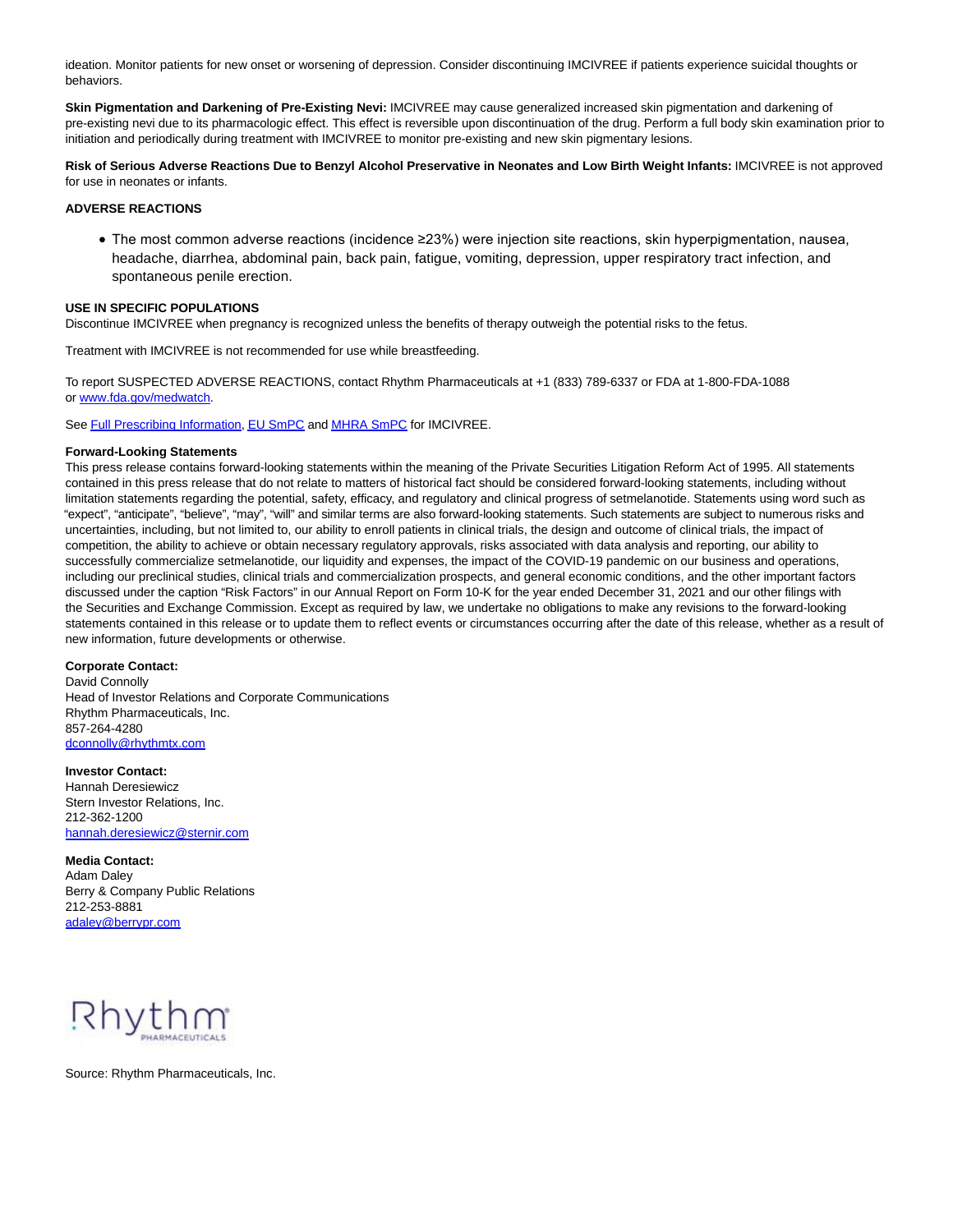ideation. Monitor patients for new onset or worsening of depression. Consider discontinuing IMCIVREE if patients experience suicidal thoughts or behaviors.

**Skin Pigmentation and Darkening of Pre-Existing Nevi:** IMCIVREE may cause generalized increased skin pigmentation and darkening of pre-existing nevi due to its pharmacologic effect. This effect is reversible upon discontinuation of the drug. Perform a full body skin examination prior to initiation and periodically during treatment with IMCIVREE to monitor pre-existing and new skin pigmentary lesions.

**Risk of Serious Adverse Reactions Due to Benzyl Alcohol Preservative in Neonates and Low Birth Weight Infants:** IMCIVREE is not approved for use in neonates or infants.

**ADVERSE REACTIONS**

- The most common adverse reactions (incidence ≥23%) were injection site reactions, skin hyperpigmentation, nausea, headache, diarrhea, abdominal pain, back pain, fatigue, vomiting, depression, upper respiratory tract infection, and spontaneous penile erection.

**USE IN SPECIFIC POPULATIONS**

Discontinue IMCIVREE when pregnancy is recognized unless the benefits of therapy outweigh the potential risks to the fetus.

Treatment with IMCIVREE is not recommended for use while breastfeeding.

To report SUSPECTED ADVERSE REACTIONS, contact Rhythm Pharmaceuticals at +1 (833) 789-6337 or FDA at 1-800-FDA-1088 or www.fda.gov/medwatch.

See Full Prescribing Information, EU SmPC and MHRA SmPC for IMCIVREE.

**Forward-Looking Statements**

This press release contains forward-looking statements within the meaning of the Private Securities Litigation Reform Act of 1995. All statements contained in this press release that do not relate to matters of historical fact should be considered forward-looking statements, including without limitation statements regarding the potential, safety, efficacy, and regulatory and clinical progress of setmelanotide. Statements using word such as "expect", "anticipate", "believe", "may", "will" and similar terms are also forward-looking statements. Such statements are subject to numerous risks and uncertainties, including, but not limited to, our ability to enroll patients in clinical trials, the design and outcome of clinical trials, the impact of competition, the ability to achieve or obtain necessary regulatory approvals, risks associated with data analysis and reporting, our ability to successfully commercialize setmelanotide, our liquidity and expenses, the impact of the COVID-19 pandemic on our business and operations, including our preclinical studies, clinical trials and commercialization prospects, and general economic conditions, and the other important factors discussed under the caption "Risk Factors" in our Annual Report on Form 10-K for the year ended December 31, 2021 and our other filings with the Securities and Exchange Commission. Except as required by law, we undertake no obligations to make any revisions to the forward-looking statements contained in this release or to update them to reflect events or circumstances occurring after the date of this release, whether as a result of new information, future developments or otherwise.

**Corporate Contact:**
David Connolly
Head of Investor Relations and Corporate Communications
Rhythm Pharmaceuticals, Inc.
857-264-4280
dconnolly@rhythmtx.com

**Investor Contact:**
Hannah Deresiewicz
Stern Investor Relations, Inc.
212-362-1200
hannah.deresiewicz@sternir.com

**Media Contact:**
Adam Daley
Berry & Company Public Relations
212-253-8881
adaley@berrypr.com

Rhythm PHARMACEUTICALS

Source: Rhythm Pharmaceuticals, Inc.